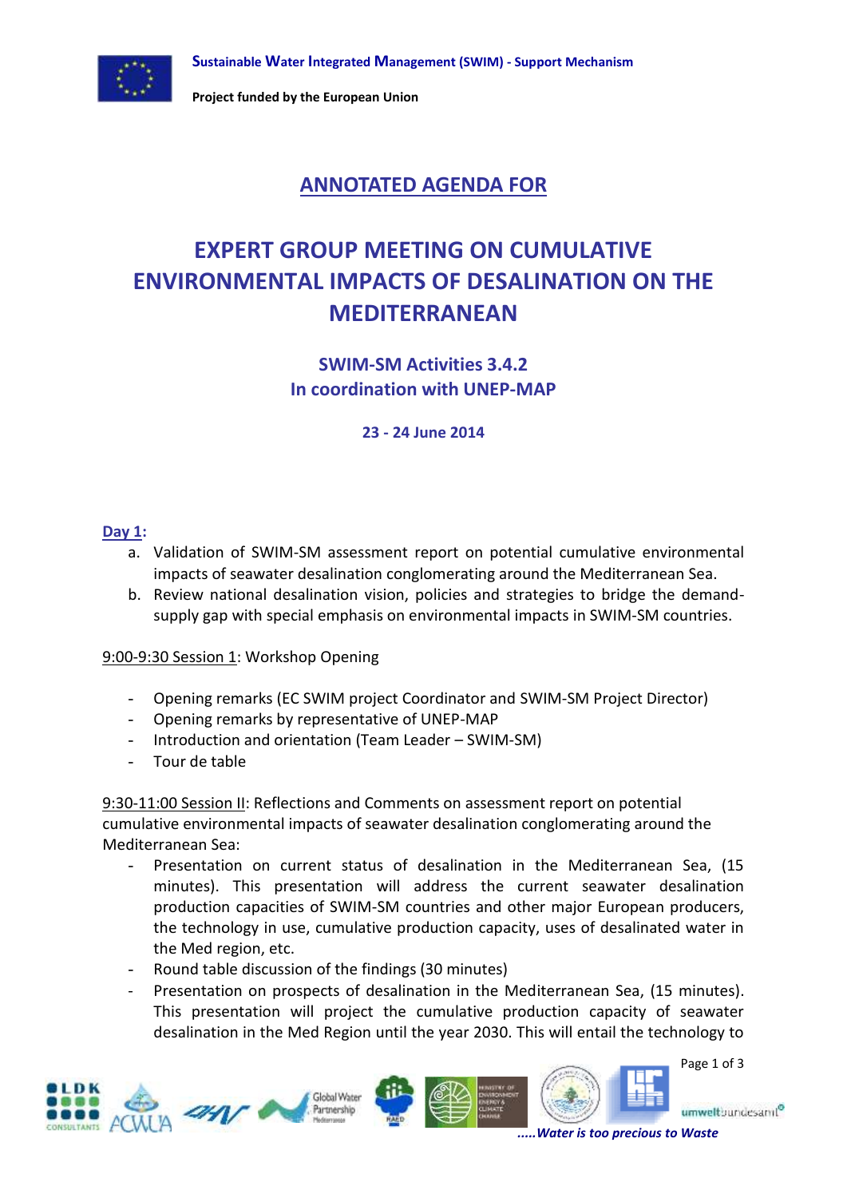**Sustainable Water Integrated Management (SWIM) - Support Mechanism**

**Project funded by the European Union**

# ANNOTATED AGENDA FOR

# EXPERT GROUP MEETING ON CUMULATIVE ENVIRONMENTAL IMPACTS OF DESALINATION ON THE MEDITERRANEAN

### SWIM-SM Activities 3.4.2
### In coordination with UNEP-MAP

**23 - 24 June 2014**

**Day 1:**

a. Validation of SWIM-SM assessment report on potential cumulative environmental impacts of seawater desalination conglomerating around the Mediterranean Sea.
b. Review national desalination vision, policies and strategies to bridge the demand-supply gap with special emphasis on environmental impacts in SWIM-SM countries.

9:00-9:30 Session 1: Workshop Opening

- Opening remarks (EC SWIM project Coordinator and SWIM-SM Project Director)
- Opening remarks by representative of UNEP-MAP
- Introduction and orientation (Team Leader – SWIM-SM)
- Tour de table

9:30-11:00 Session II: Reflections and Comments on assessment report on potential cumulative environmental impacts of seawater desalination conglomerating around the Mediterranean Sea:

- Presentation on current status of desalination in the Mediterranean Sea, (15 minutes). This presentation will address the current seawater desalination production capacities of SWIM-SM countries and other major European producers, the technology in use, cumulative production capacity, uses of desalinated water in the Med region, etc.
- Round table discussion of the findings (30 minutes)
- Presentation on prospects of desalination in the Mediterranean Sea, (15 minutes). This presentation will project the cumulative production capacity of seawater desalination in the Med Region until the year 2030. This will entail the technology to

*.....Water is too precious to Waste*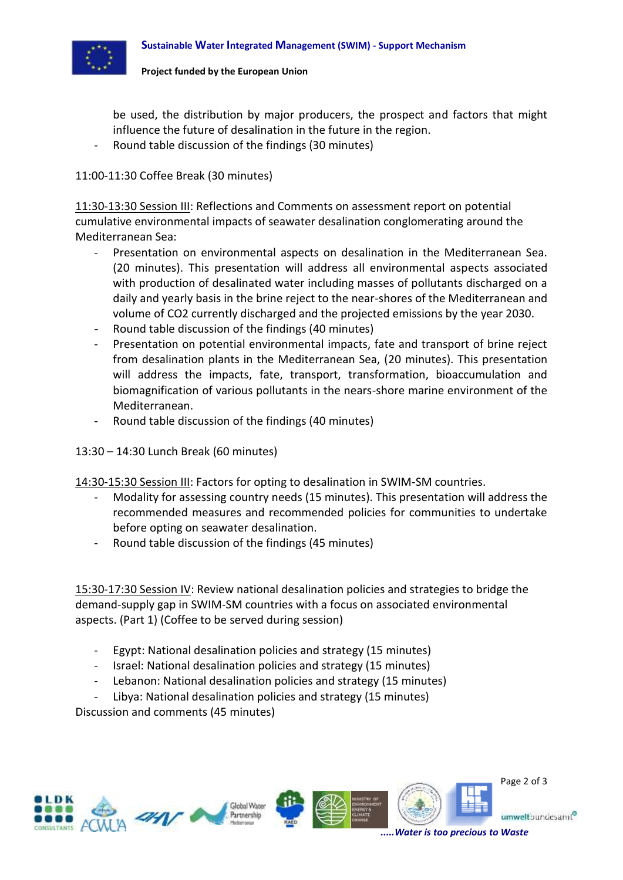be used, the distribution by major producers, the prospect and factors that might influence the future of desalination in the future in the region.

- Round table discussion of the findings (30 minutes)

11:00-11:30 Coffee Break (30 minutes)

<u>11:30-13:30 Session III</u>: Reflections and Comments on assessment report on potential cumulative environmental impacts of seawater desalination conglomerating around the Mediterranean Sea:

- Presentation on environmental aspects on desalination in the Mediterranean Sea. (20 minutes). This presentation will address all environmental aspects associated with production of desalinated water including masses of pollutants discharged on a daily and yearly basis in the brine reject to the near-shores of the Mediterranean and volume of $CO_2$ currently discharged and the projected emissions by the year 2030.
- Round table discussion of the findings (40 minutes)
- Presentation on potential environmental impacts, fate and transport of brine reject from desalination plants in the Mediterranean Sea, (20 minutes). This presentation will address the impacts, fate, transport, transformation, bioaccumulation and biomagnification of various pollutants in the nears-shore marine environment of the Mediterranean.
- Round table discussion of the findings (40 minutes)

13:30 – 14:30 Lunch Break (60 minutes)

<u>14:30-15:30 Session III</u>: Factors for opting to desalination in SWIM-SM countries.

- Modality for assessing country needs (15 minutes). This presentation will address the recommended measures and recommended policies for communities to undertake before opting on seawater desalination.
- Round table discussion of the findings (45 minutes)

<u>15:30-17:30 Session IV</u>: Review national desalination policies and strategies to bridge the demand-supply gap in SWIM-SM countries with a focus on associated environmental aspects. (Part 1) (Coffee to be served during session)

- Egypt: National desalination policies and strategy (15 minutes)
- Israel: National desalination policies and strategy (15 minutes)
- Lebanon: National desalination policies and strategy (15 minutes)
- Libya: National desalination policies and strategy (15 minutes)

Discussion and comments (45 minutes)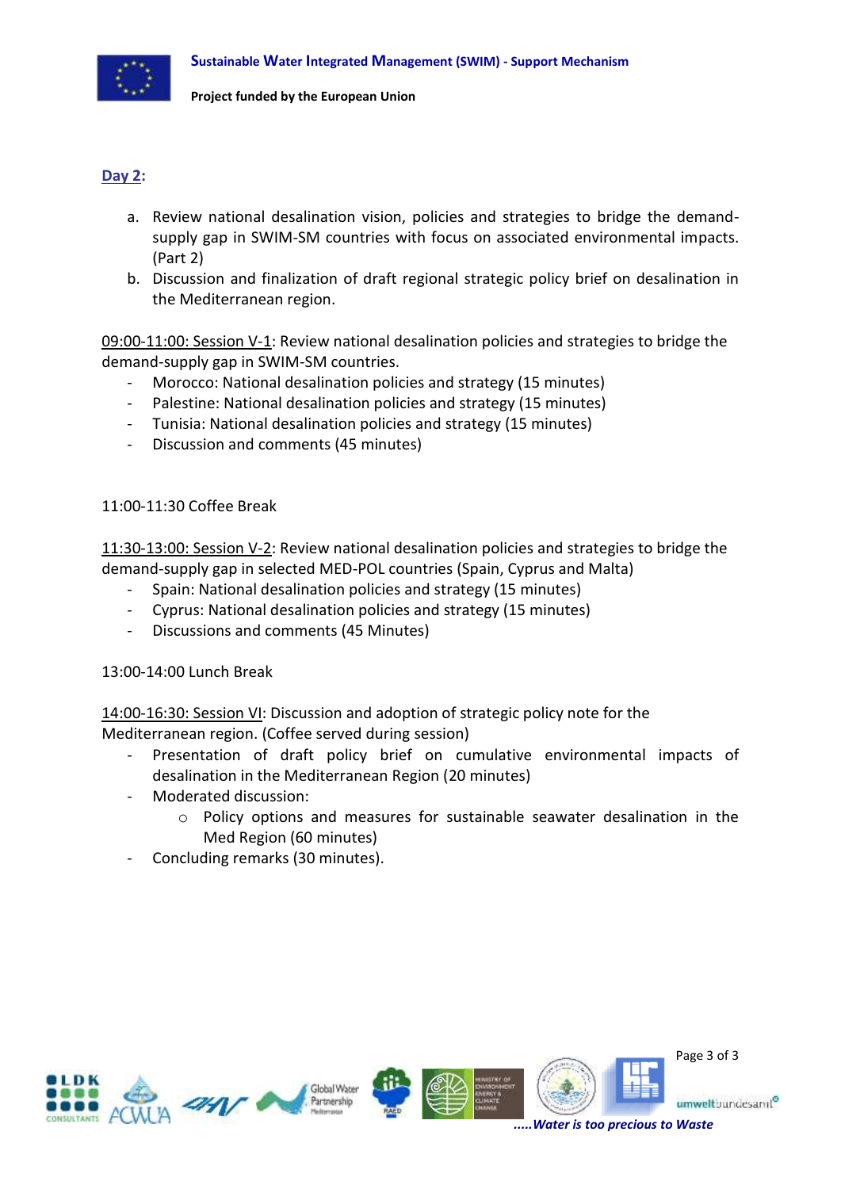**Day 2:**

a. Review national desalination vision, policies and strategies to bridge the demand-supply gap in SWIM-SM countries with focus on associated environmental impacts. (Part 2)
b. Discussion and finalization of draft regional strategic policy brief on desalination in the Mediterranean region.

09:00-11:00: Session V-1: Review national desalination policies and strategies to bridge the demand-supply gap in SWIM-SM countries.

- Morocco: National desalination policies and strategy (15 minutes)
- Palestine: National desalination policies and strategy (15 minutes)
- Tunisia: National desalination policies and strategy (15 minutes)
- Discussion and comments (45 minutes)

11:00-11:30 Coffee Break

11:30-13:00: Session V-2: Review national desalination policies and strategies to bridge the demand-supply gap in selected MED-POL countries (Spain, Cyprus and Malta)

- Spain: National desalination policies and strategy (15 minutes)
- Cyprus: National desalination policies and strategy (15 minutes)
- Discussions and comments (45 Minutes)

13:00-14:00 Lunch Break

14:00-16:30: Session VI: Discussion and adoption of strategic policy note for the Mediterranean region. (Coffee served during session)

- Presentation of draft policy brief on cumulative environmental impacts of desalination in the Mediterranean Region (20 minutes)
- Moderated discussion:
  - Policy options and measures for sustainable seawater desalination in the Med Region (60 minutes)
- Concluding remarks (30 minutes).